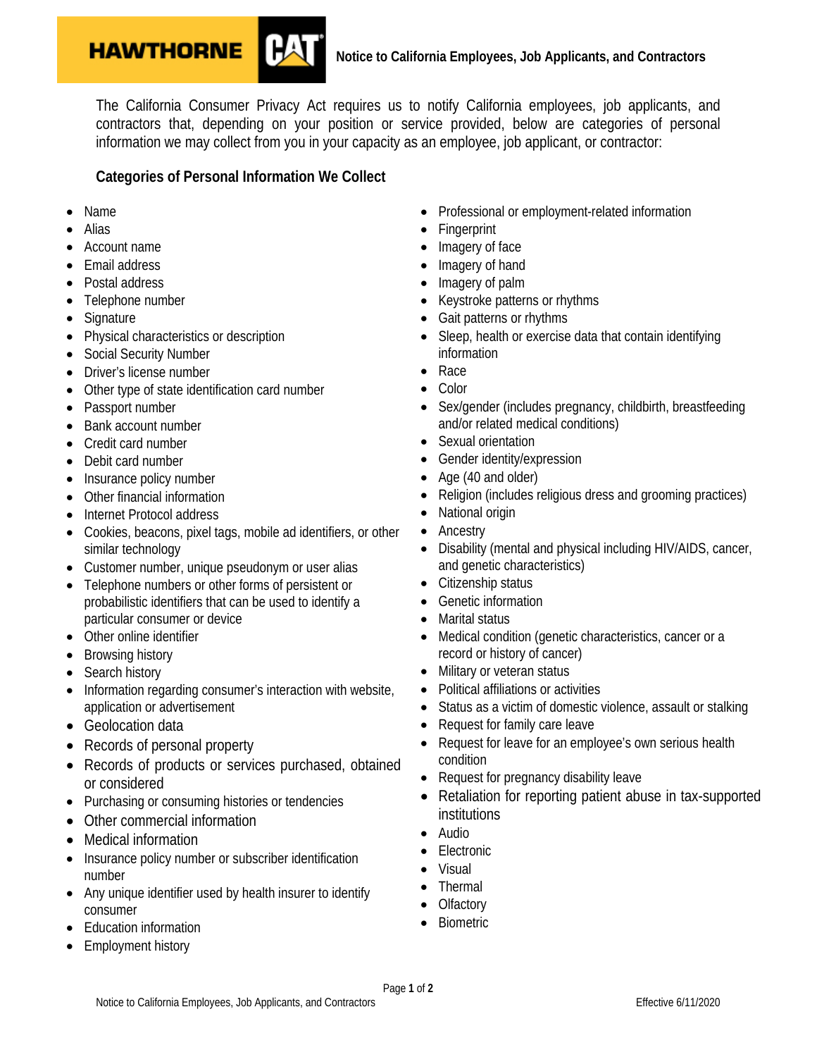# Notice to California Employees, Job Applicants, and Contractors

The California Consumer Privacy Act requires us to notify California employees, job applicants, and contractors that, depending on your position or service provided, below are categories of personal information we may collect from you in your capacity as an employee, job applicant, or contractor:

## Categories of Personal Information We Collect

- Name
- Alias
- Account name
- Email address
- Postal address
- Telephone number
- Signature
- Physical characteristics or description
- Social Security Number
- Driver's license number
- Other type of state identification card number
- Passport number
- Bank account number
- Credit card number
- Debit card number
- Insurance policy number
- Other financial information
- Internet Protocol address
- Cookies, beacons, pixel tags, mobile ad identifiers, or other similar technology
- Customer number, unique pseudonym or user alias
- Telephone numbers or other forms of persistent or probabilistic identifiers that can be used to identify a particular consumer or device
- Other online identifier
- Browsing history
- Search history
- Information regarding consumer's interaction with website, application or advertisement
- Geolocation data
- Records of personal property
- Records of products or services purchased, obtained or considered
- Purchasing or consuming histories or tendencies
- Other commercial information
- Medical information
- Insurance policy number or subscriber identification number
- Any unique identifier used by health insurer to identify consumer
- Education information
- Employment history
- Professional or employment-related information
- Fingerprint
- Imagery of face
- Imagery of hand
- Imagery of palm
- Keystroke patterns or rhythms
- Gait patterns or rhythms
- Sleep, health or exercise data that contain identifying information
- Race
- Color
- Sex/gender (includes pregnancy, childbirth, breastfeeding and/or related medical conditions)
- Sexual orientation
- Gender identity/expression
- Age (40 and older)
- Religion (includes religious dress and grooming practices)
- National origin
- Ancestry
- Disability (mental and physical including HIV/AIDS, cancer, and genetic characteristics)
- Citizenship status
- Genetic information
- Marital status
- Medical condition (genetic characteristics, cancer or a record or history of cancer)
- Military or veteran status
- Political affiliations or activities
- Status as a victim of domestic violence, assault or stalking
- Request for family care leave
- Request for leave for an employee's own serious health condition
- Request for pregnancy disability leave
- Retaliation for reporting patient abuse in tax-supported institutions
- Audio
- Electronic
- Visual
- Thermal
- Olfactory
- Biometric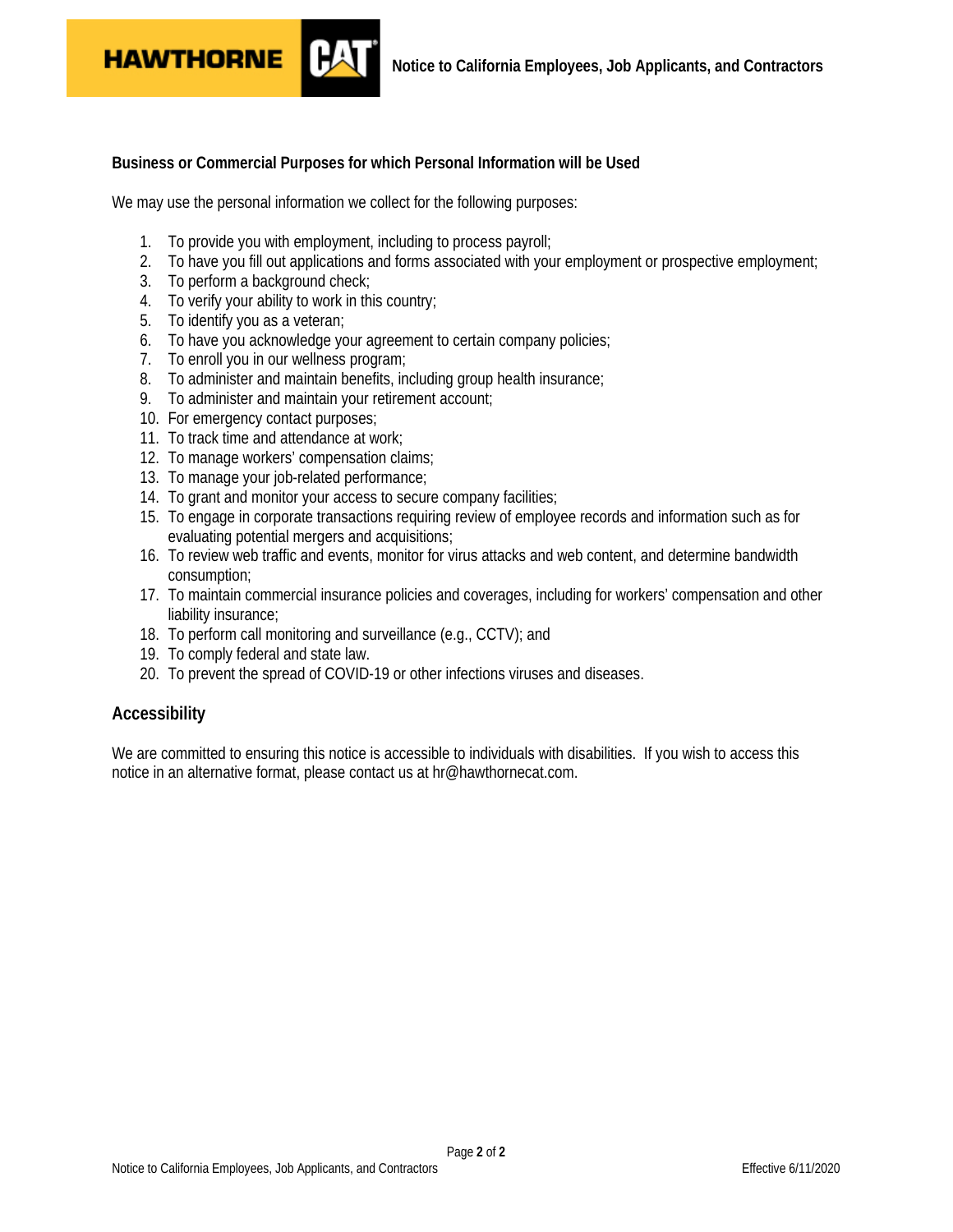## Business or Commercial Purposes for which Personal Information will be Used

We may use the personal information we collect for the following purposes:

1. To provide you with employment, including to process payroll;
2. To have you fill out applications and forms associated with your employment or prospective employment;
3. To perform a background check;
4. To verify your ability to work in this country;
5. To identify you as a veteran;
6. To have you acknowledge your agreement to certain company policies;
7. To enroll you in our wellness program;
8. To administer and maintain benefits, including group health insurance;
9. To administer and maintain your retirement account;
10. For emergency contact purposes;
11. To track time and attendance at work;
12. To manage workers' compensation claims;
13. To manage your job-related performance;
14. To grant and monitor your access to secure company facilities;
15. To engage in corporate transactions requiring review of employee records and information such as for evaluating potential mergers and acquisitions;
16. To review web traffic and events, monitor for virus attacks and web content, and determine bandwidth consumption;
17. To maintain commercial insurance policies and coverages, including for workers' compensation and other liability insurance;
18. To perform call monitoring and surveillance (e.g., CCTV); and
19. To comply federal and state law.
20. To prevent the spread of COVID-19 or other infections viruses and diseases.

## Accessibility

We are committed to ensuring this notice is accessible to individuals with disabilities. If you wish to access this notice in an alternative format, please contact us at hr@hawthornecat.com.